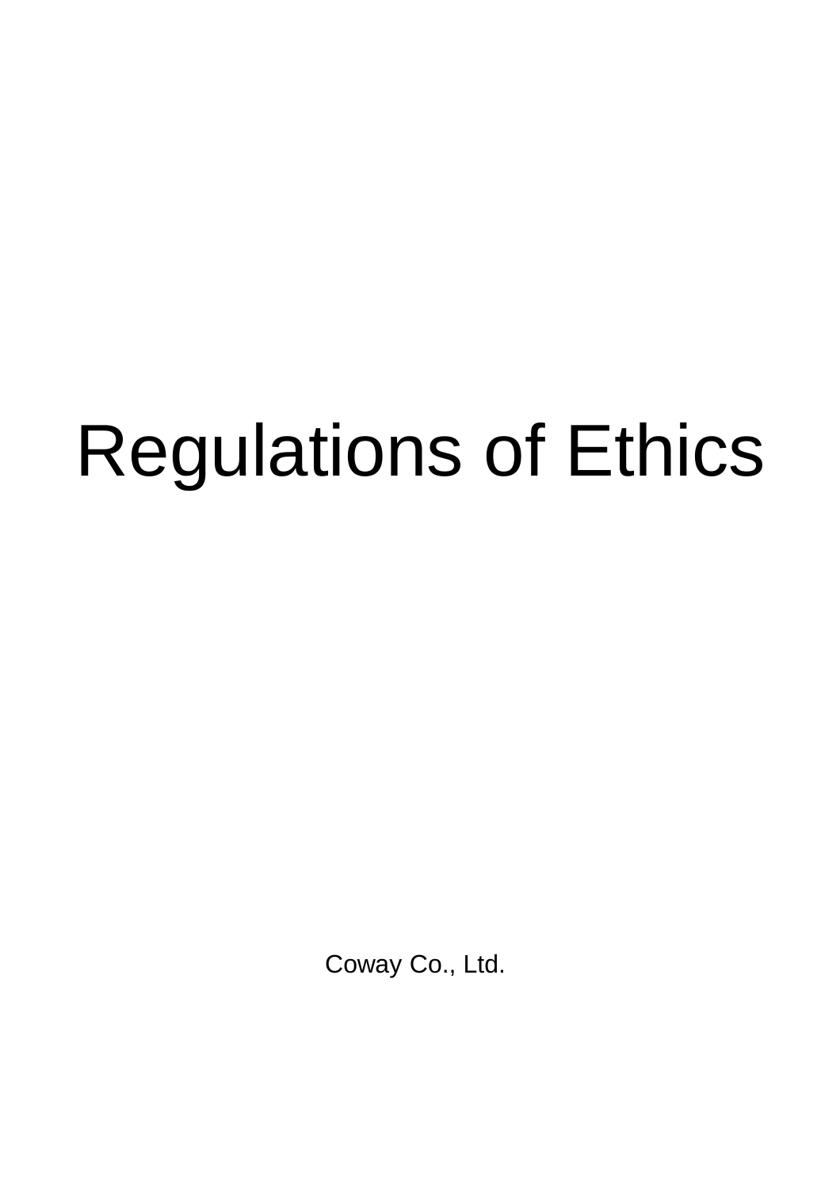# Regulations of Ethics

Coway Co., Ltd.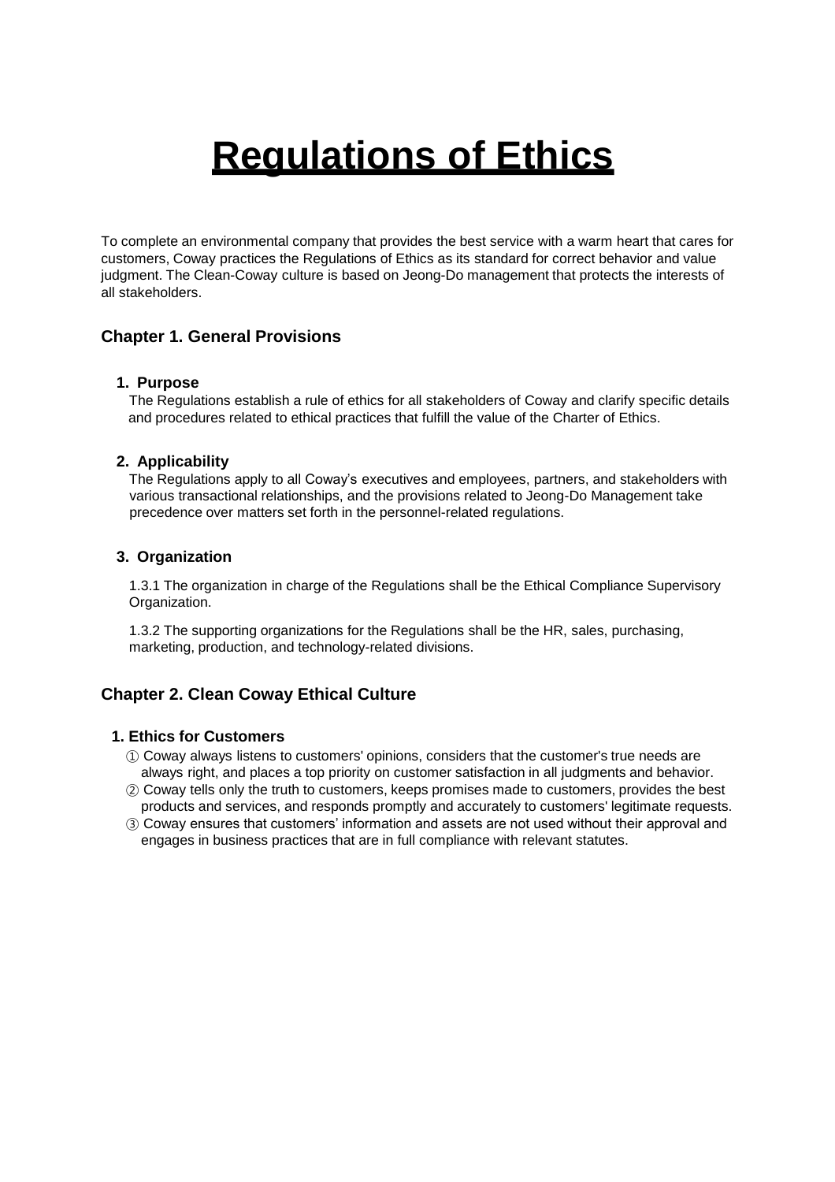# Regulations of Ethics

To complete an environmental company that provides the best service with a warm heart that cares for customers, Coway practices the Regulations of Ethics as its standard for correct behavior and value judgment. The Clean-Coway culture is based on Jeong-Do management that protects the interests of all stakeholders.

## Chapter 1. General Provisions

### 1. Purpose

The Regulations establish a rule of ethics for all stakeholders of Coway and clarify specific details and procedures related to ethical practices that fulfill the value of the Charter of Ethics.

### 2. Applicability

The Regulations apply to all Coway's executives and employees, partners, and stakeholders with various transactional relationships, and the provisions related to Jeong-Do Management take precedence over matters set forth in the personnel-related regulations.

### 3. Organization

1.3.1 The organization in charge of the Regulations shall be the Ethical Compliance Supervisory Organization.

1.3.2 The supporting organizations for the Regulations shall be the HR, sales, purchasing, marketing, production, and technology-related divisions.

## Chapter 2. Clean Coway Ethical Culture

### 1. Ethics for Customers

① Coway always listens to customers' opinions, considers that the customer's true needs are always right, and places a top priority on customer satisfaction in all judgments and behavior.

② Coway tells only the truth to customers, keeps promises made to customers, provides the best products and services, and responds promptly and accurately to customers' legitimate requests.

③ Coway ensures that customers' information and assets are not used without their approval and engages in business practices that are in full compliance with relevant statutes.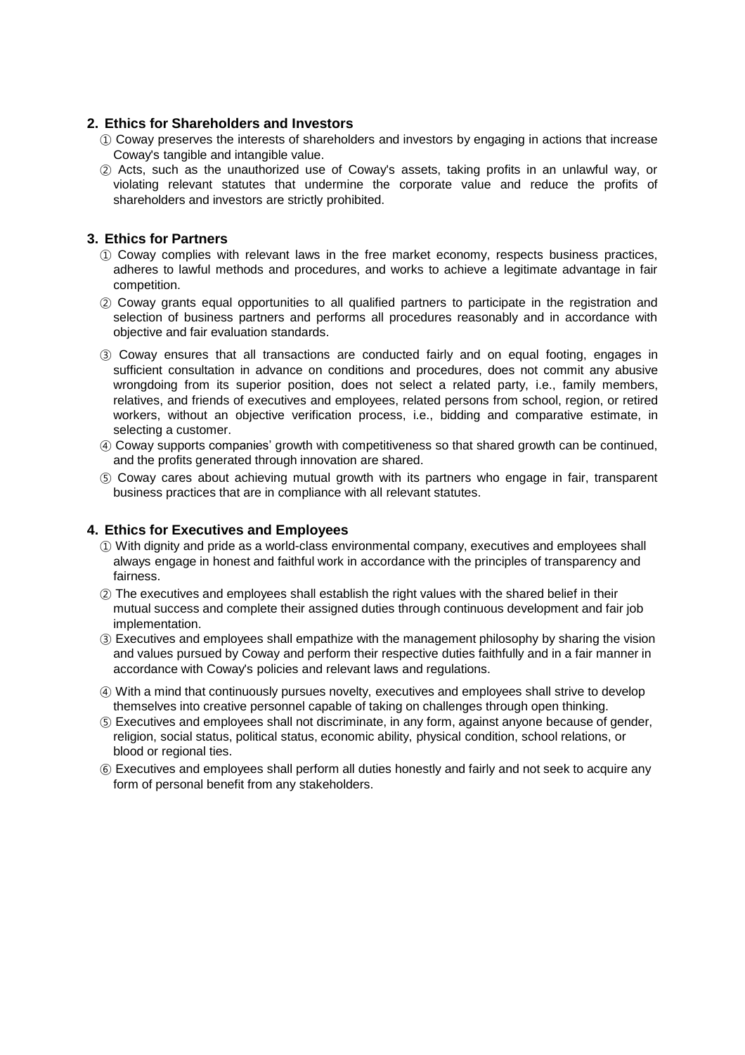## 2. Ethics for Shareholders and Investors

① Coway preserves the interests of shareholders and investors by engaging in actions that increase Coway's tangible and intangible value.

② Acts, such as the unauthorized use of Coway's assets, taking profits in an unlawful way, or violating relevant statutes that undermine the corporate value and reduce the profits of shareholders and investors are strictly prohibited.

## 3. Ethics for Partners

① Coway complies with relevant laws in the free market economy, respects business practices, adheres to lawful methods and procedures, and works to achieve a legitimate advantage in fair competition.

② Coway grants equal opportunities to all qualified partners to participate in the registration and selection of business partners and performs all procedures reasonably and in accordance with objective and fair evaluation standards.

③ Coway ensures that all transactions are conducted fairly and on equal footing, engages in sufficient consultation in advance on conditions and procedures, does not commit any abusive wrongdoing from its superior position, does not select a related party, i.e., family members, relatives, and friends of executives and employees, related persons from school, region, or retired workers, without an objective verification process, i.e., bidding and comparative estimate, in selecting a customer.

④ Coway supports companies' growth with competitiveness so that shared growth can be continued, and the profits generated through innovation are shared.

⑤ Coway cares about achieving mutual growth with its partners who engage in fair, transparent business practices that are in compliance with all relevant statutes.

## 4. Ethics for Executives and Employees

① With dignity and pride as a world-class environmental company, executives and employees shall always engage in honest and faithful work in accordance with the principles of transparency and fairness.

② The executives and employees shall establish the right values with the shared belief in their mutual success and complete their assigned duties through continuous development and fair job implementation.

③ Executives and employees shall empathize with the management philosophy by sharing the vision and values pursued by Coway and perform their respective duties faithfully and in a fair manner in accordance with Coway's policies and relevant laws and regulations.

④ With a mind that continuously pursues novelty, executives and employees shall strive to develop themselves into creative personnel capable of taking on challenges through open thinking.

⑤ Executives and employees shall not discriminate, in any form, against anyone because of gender, religion, social status, political status, economic ability, physical condition, school relations, or blood or regional ties.

⑥ Executives and employees shall perform all duties honestly and fairly and not seek to acquire any form of personal benefit from any stakeholders.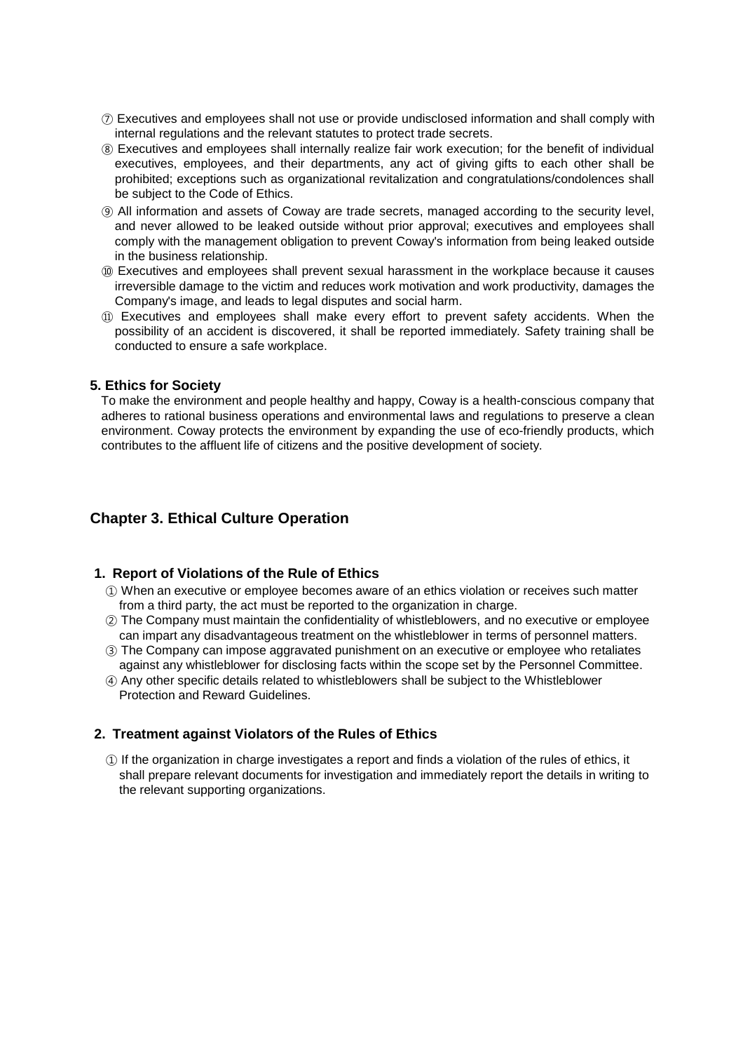⑦ Executives and employees shall not use or provide undisclosed information and shall comply with internal regulations and the relevant statutes to protect trade secrets.

⑧ Executives and employees shall internally realize fair work execution; for the benefit of individual executives, employees, and their departments, any act of giving gifts to each other shall be prohibited; exceptions such as organizational revitalization and congratulations/condolences shall be subject to the Code of Ethics.

⑨ All information and assets of Coway are trade secrets, managed according to the security level, and never allowed to be leaked outside without prior approval; executives and employees shall comply with the management obligation to prevent Coway's information from being leaked outside in the business relationship.

⑩ Executives and employees shall prevent sexual harassment in the workplace because it causes irreversible damage to the victim and reduces work motivation and work productivity, damages the Company's image, and leads to legal disputes and social harm.

⑪ Executives and employees shall make every effort to prevent safety accidents. When the possibility of an accident is discovered, it shall be reported immediately. Safety training shall be conducted to ensure a safe workplace.

### 5. Ethics for Society

To make the environment and people healthy and happy, Coway is a health-conscious company that adheres to rational business operations and environmental laws and regulations to preserve a clean environment. Coway protects the environment by expanding the use of eco-friendly products, which contributes to the affluent life of citizens and the positive development of society.

## Chapter 3. Ethical Culture Operation

### 1. Report of Violations of the Rule of Ethics

① When an executive or employee becomes aware of an ethics violation or receives such matter from a third party, the act must be reported to the organization in charge.

② The Company must maintain the confidentiality of whistleblowers, and no executive or employee can impart any disadvantageous treatment on the whistleblower in terms of personnel matters.

③ The Company can impose aggravated punishment on an executive or employee who retaliates against any whistleblower for disclosing facts within the scope set by the Personnel Committee.

④ Any other specific details related to whistleblowers shall be subject to the Whistleblower Protection and Reward Guidelines.

### 2. Treatment against Violators of the Rules of Ethics

① If the organization in charge investigates a report and finds a violation of the rules of ethics, it shall prepare relevant documents for investigation and immediately report the details in writing to the relevant supporting organizations.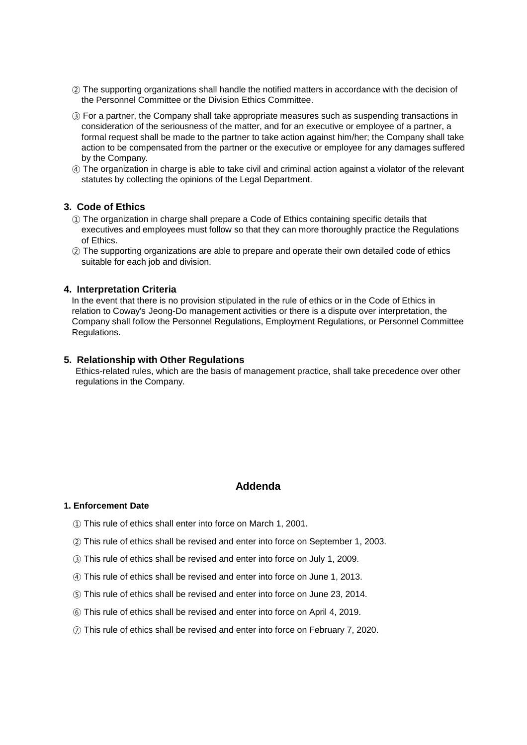② The supporting organizations shall handle the notified matters in accordance with the decision of the Personnel Committee or the Division Ethics Committee.

③ For a partner, the Company shall take appropriate measures such as suspending transactions in consideration of the seriousness of the matter, and for an executive or employee of a partner, a formal request shall be made to the partner to take action against him/her; the Company shall take action to be compensated from the partner or the executive or employee for any damages suffered by the Company.

④ The organization in charge is able to take civil and criminal action against a violator of the relevant statutes by collecting the opinions of the Legal Department.

### 3. Code of Ethics

① The organization in charge shall prepare a Code of Ethics containing specific details that executives and employees must follow so that they can more thoroughly practice the Regulations of Ethics.

② The supporting organizations are able to prepare and operate their own detailed code of ethics suitable for each job and division.

### 4. Interpretation Criteria

In the event that there is no provision stipulated in the rule of ethics or in the Code of Ethics in relation to Coway's Jeong-Do management activities or there is a dispute over interpretation, the Company shall follow the Personnel Regulations, Employment Regulations, or Personnel Committee Regulations.

### 5. Relationship with Other Regulations

Ethics-related rules, which are the basis of management practice, shall take precedence over other regulations in the Company.

## Addenda

#### 1. Enforcement Date

① This rule of ethics shall enter into force on March 1, 2001.

② This rule of ethics shall be revised and enter into force on September 1, 2003.

③ This rule of ethics shall be revised and enter into force on July 1, 2009.

④ This rule of ethics shall be revised and enter into force on June 1, 2013.

⑤ This rule of ethics shall be revised and enter into force on June 23, 2014.

⑥ This rule of ethics shall be revised and enter into force on April 4, 2019.

⑦ This rule of ethics shall be revised and enter into force on February 7, 2020.